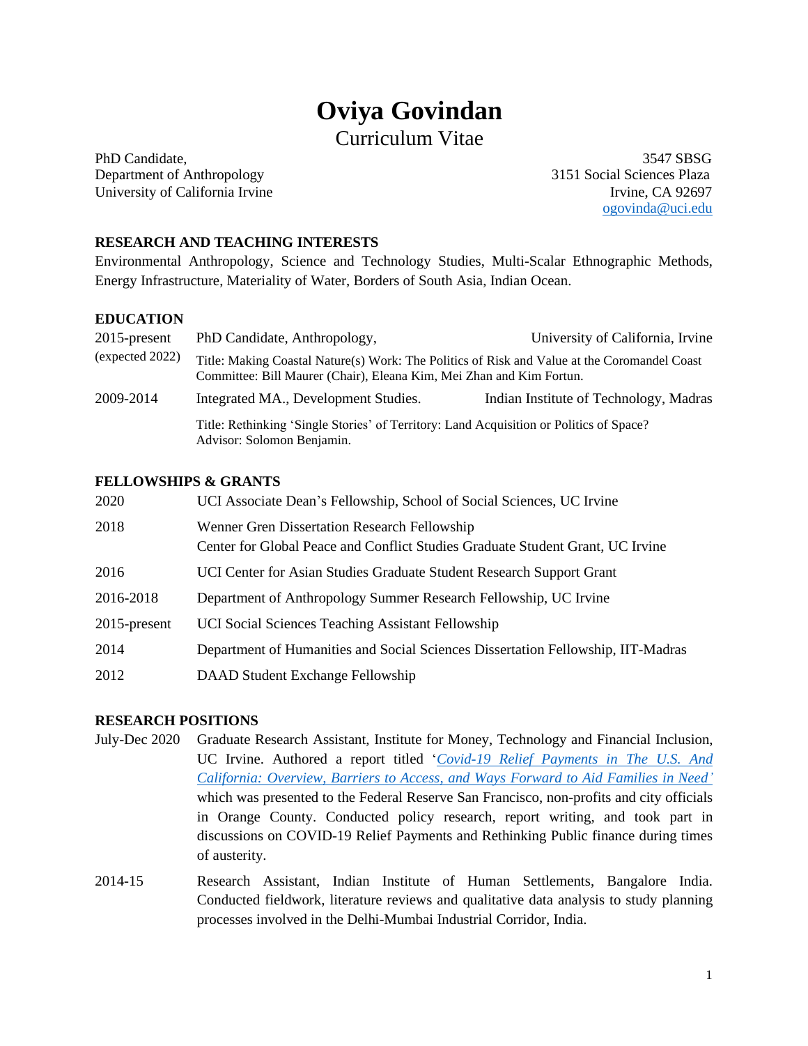# Oviya Govindan

## Curriculum Vitae

PhD Candidate,
Department of Anthropology
University of California Irvine

3547 SBSG
3151 Social Sciences Plaza
Irvine, CA 92697
ogovinda@uci.edu

### RESEARCH AND TEACHING INTERESTS

Environmental Anthropology, Science and Technology Studies, Multi-Scalar Ethnographic Methods, Energy Infrastructure, Materiality of Water, Borders of South Asia, Indian Ocean.

### EDUCATION

2015-present (expected 2022) — PhD Candidate, Anthropology, University of California, Irvine
Title: Making Coastal Nature(s) Work: The Politics of Risk and Value at the Coromandel Coast
Committee: Bill Maurer (Chair), Eleana Kim, Mei Zhan and Kim Fortun.

2009-2014 — Integrated MA., Development Studies. Indian Institute of Technology, Madras
Title: Rethinking 'Single Stories' of Territory: Land Acquisition or Politics of Space?
Advisor: Solomon Benjamin.

### FELLOWSHIPS & GRANTS

| | |
|---|---|
| 2020 | UCI Associate Dean's Fellowship, School of Social Sciences, UC Irvine |
| 2018 | Wenner Gren Dissertation Research Fellowship<br>Center for Global Peace and Conflict Studies Graduate Student Grant, UC Irvine |
| 2016 | UCI Center for Asian Studies Graduate Student Research Support Grant |
| 2016-2018 | Department of Anthropology Summer Research Fellowship, UC Irvine |
| 2015-present | UCI Social Sciences Teaching Assistant Fellowship |
| 2014 | Department of Humanities and Social Sciences Dissertation Fellowship, IIT-Madras |
| 2012 | DAAD Student Exchange Fellowship |

### RESEARCH POSITIONS

July-Dec 2020 — Graduate Research Assistant, Institute for Money, Technology and Financial Inclusion, UC Irvine. Authored a report titled '*Covid-19 Relief Payments in The U.S. And California: Overview, Barriers to Access, and Ways Forward to Aid Families in Need'* which was presented to the Federal Reserve San Francisco, non-profits and city officials in Orange County. Conducted policy research, report writing, and took part in discussions on COVID-19 Relief Payments and Rethinking Public finance during times of austerity.

2014-15 — Research Assistant, Indian Institute of Human Settlements, Bangalore India. Conducted fieldwork, literature reviews and qualitative data analysis to study planning processes involved in the Delhi-Mumbai Industrial Corridor, India.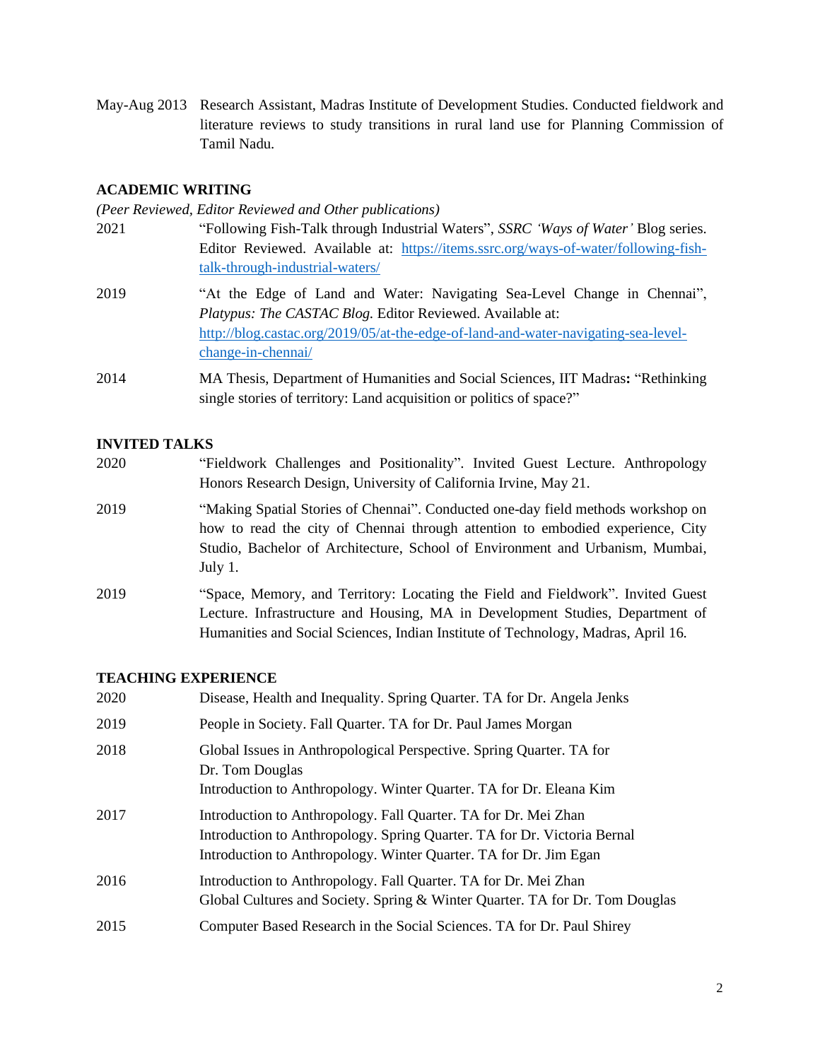May-Aug 2013 Research Assistant, Madras Institute of Development Studies. Conducted fieldwork and literature reviews to study transitions in rural land use for Planning Commission of Tamil Nadu.

## ACADEMIC WRITING

*(Peer Reviewed, Editor Reviewed and Other publications)*

2021 "Following Fish-Talk through Industrial Waters", *SSRC 'Ways of Water'* Blog series. Editor Reviewed. Available at: https://items.ssrc.org/ways-of-water/following-fish-talk-through-industrial-waters/

2019 "At the Edge of Land and Water: Navigating Sea-Level Change in Chennai", *Platypus: The CASTAC Blog.* Editor Reviewed. Available at: http://blog.castac.org/2019/05/at-the-edge-of-land-and-water-navigating-sea-level-change-in-chennai/

2014 MA Thesis, Department of Humanities and Social Sciences, IIT Madras**:** "Rethinking single stories of territory: Land acquisition or politics of space?"

## INVITED TALKS

2020 "Fieldwork Challenges and Positionality". Invited Guest Lecture. Anthropology Honors Research Design, University of California Irvine, May 21.

2019 "Making Spatial Stories of Chennai". Conducted one-day field methods workshop on how to read the city of Chennai through attention to embodied experience, City Studio, Bachelor of Architecture, School of Environment and Urbanism, Mumbai, July 1.

2019 "Space, Memory, and Territory: Locating the Field and Fieldwork". Invited Guest Lecture. Infrastructure and Housing, MA in Development Studies, Department of Humanities and Social Sciences, Indian Institute of Technology, Madras, April 16.

## TEACHING EXPERIENCE

2020 Disease, Health and Inequality. Spring Quarter. TA for Dr. Angela Jenks

2019 People in Society. Fall Quarter. TA for Dr. Paul James Morgan

2018 Global Issues in Anthropological Perspective. Spring Quarter. TA for Dr. Tom Douglas
Introduction to Anthropology. Winter Quarter. TA for Dr. Eleana Kim

2017 Introduction to Anthropology. Fall Quarter. TA for Dr. Mei Zhan
Introduction to Anthropology. Spring Quarter. TA for Dr. Victoria Bernal
Introduction to Anthropology. Winter Quarter. TA for Dr. Jim Egan

2016 Introduction to Anthropology. Fall Quarter. TA for Dr. Mei Zhan
Global Cultures and Society. Spring & Winter Quarter. TA for Dr. Tom Douglas

2015 Computer Based Research in the Social Sciences. TA for Dr. Paul Shirey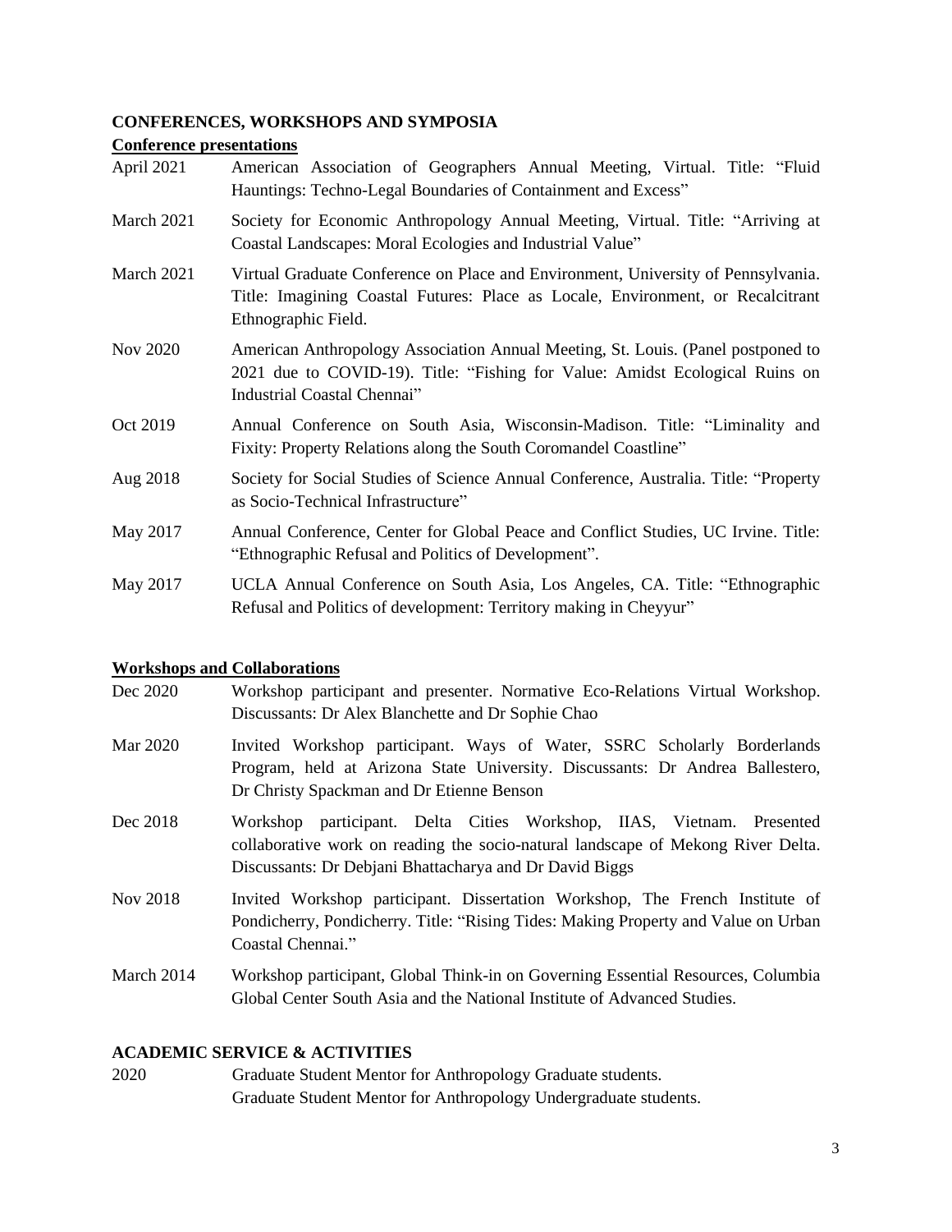## CONFERENCES, WORKSHOPS AND SYMPOSIA

### Conference presentations

| | |
|---|---|
| April 2021 | American Association of Geographers Annual Meeting, Virtual. Title: "Fluid Hauntings: Techno-Legal Boundaries of Containment and Excess" |
| March 2021 | Society for Economic Anthropology Annual Meeting, Virtual. Title: "Arriving at Coastal Landscapes: Moral Ecologies and Industrial Value" |
| March 2021 | Virtual Graduate Conference on Place and Environment, University of Pennsylvania. Title: Imagining Coastal Futures: Place as Locale, Environment, or Recalcitrant Ethnographic Field. |
| Nov 2020 | American Anthropology Association Annual Meeting, St. Louis. (Panel postponed to 2021 due to COVID-19). Title: "Fishing for Value: Amidst Ecological Ruins on Industrial Coastal Chennai" |
| Oct 2019 | Annual Conference on South Asia, Wisconsin-Madison. Title: "Liminality and Fixity: Property Relations along the South Coromandel Coastline" |
| Aug 2018 | Society for Social Studies of Science Annual Conference, Australia. Title: "Property as Socio-Technical Infrastructure" |
| May 2017 | Annual Conference, Center for Global Peace and Conflict Studies, UC Irvine. Title: "Ethnographic Refusal and Politics of Development". |
| May 2017 | UCLA Annual Conference on South Asia, Los Angeles, CA. Title: "Ethnographic Refusal and Politics of development: Territory making in Cheyyur" |

### Workshops and Collaborations

| | |
|---|---|
| Dec 2020 | Workshop participant and presenter. Normative Eco-Relations Virtual Workshop. Discussants: Dr Alex Blanchette and Dr Sophie Chao |
| Mar 2020 | Invited Workshop participant. Ways of Water, SSRC Scholarly Borderlands Program, held at Arizona State University. Discussants: Dr Andrea Ballestero, Dr Christy Spackman and Dr Etienne Benson |
| Dec 2018 | Workshop participant. Delta Cities Workshop, IIAS, Vietnam. Presented collaborative work on reading the socio-natural landscape of Mekong River Delta. Discussants: Dr Debjani Bhattacharya and Dr David Biggs |
| Nov 2018 | Invited Workshop participant. Dissertation Workshop, The French Institute of Pondicherry, Pondicherry. Title: "Rising Tides: Making Property and Value on Urban Coastal Chennai." |
| March 2014 | Workshop participant, Global Think-in on Governing Essential Resources, Columbia Global Center South Asia and the National Institute of Advanced Studies. |

## ACADEMIC SERVICE & ACTIVITIES

| | |
|---|---|
| 2020 | Graduate Student Mentor for Anthropology Graduate students. |
| | Graduate Student Mentor for Anthropology Undergraduate students. |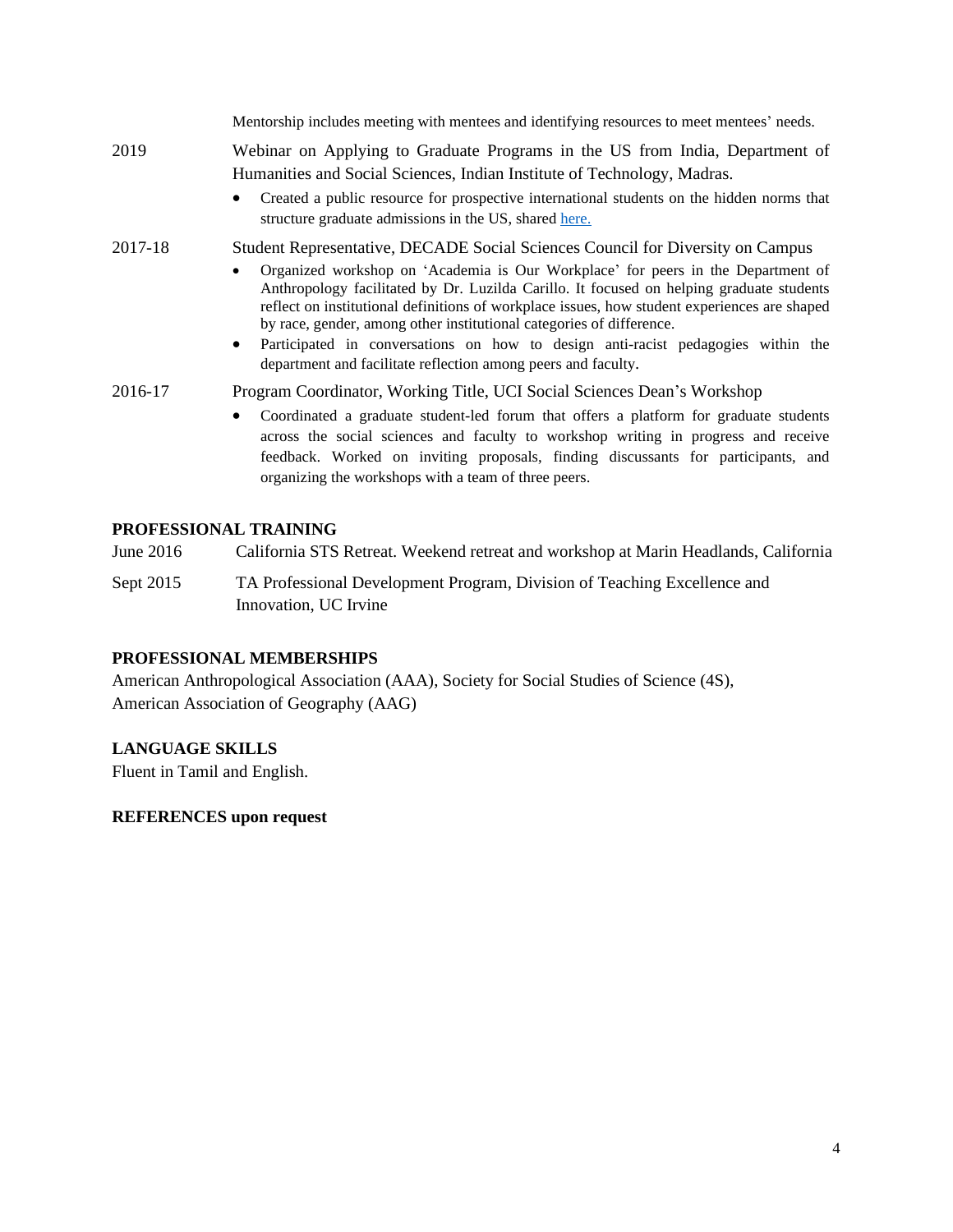Mentorship includes meeting with mentees and identifying resources to meet mentees' needs.

2019 Webinar on Applying to Graduate Programs in the US from India, Department of Humanities and Social Sciences, Indian Institute of Technology, Madras.

- Created a public resource for prospective international students on the hidden norms that structure graduate admissions in the US, shared here.

2017-18 Student Representative, DECADE Social Sciences Council for Diversity on Campus

- Organized workshop on 'Academia is Our Workplace' for peers in the Department of Anthropology facilitated by Dr. Luzilda Carillo. It focused on helping graduate students reflect on institutional definitions of workplace issues, how student experiences are shaped by race, gender, among other institutional categories of difference.
- Participated in conversations on how to design anti-racist pedagogies within the department and facilitate reflection among peers and faculty.

2016-17 Program Coordinator, Working Title, UCI Social Sciences Dean's Workshop

- Coordinated a graduate student-led forum that offers a platform for graduate students across the social sciences and faculty to workshop writing in progress and receive feedback. Worked on inviting proposals, finding discussants for participants, and organizing the workshops with a team of three peers.

**PROFESSIONAL TRAINING**

June 2016 California STS Retreat. Weekend retreat and workshop at Marin Headlands, California

Sept 2015 TA Professional Development Program, Division of Teaching Excellence and Innovation, UC Irvine

**PROFESSIONAL MEMBERSHIPS**

American Anthropological Association (AAA), Society for Social Studies of Science (4S), American Association of Geography (AAG)

**LANGUAGE SKILLS**

Fluent in Tamil and English.

**REFERENCES upon request**